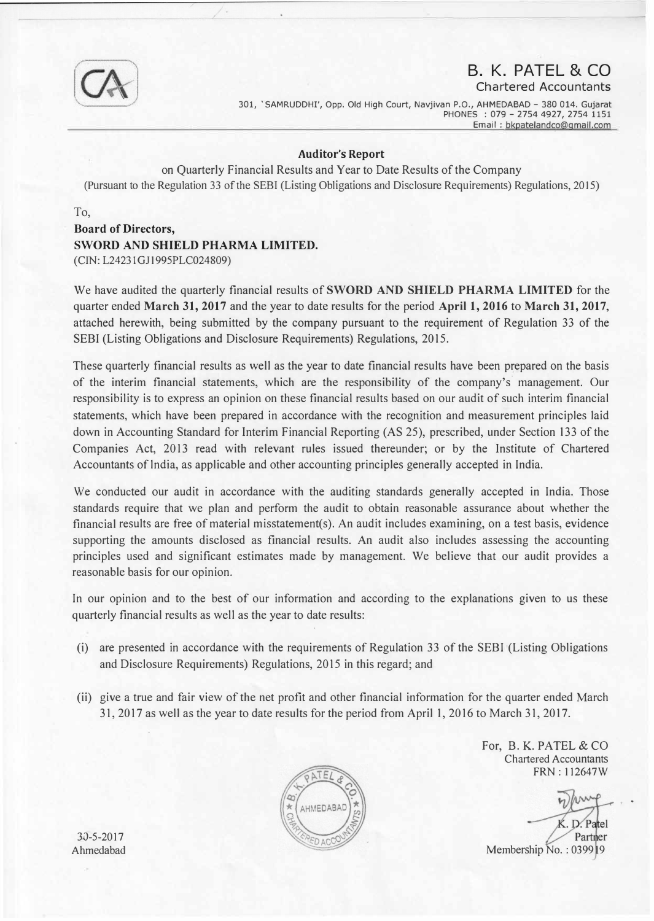# B. K. PATEL & CO

Chartered Accountants

301, 'SAMRUDDHI', Opp. Old High Court, Navjivan P.O., AHMEDABAD - 380 014. Gujarat
PHONES : 079 - 2754 4927, 2754 1151
Email : bkpatelandco@gmail.com

## Auditor's Report

on Quarterly Financial Results and Year to Date Results of the Company
(Pursuant to the Regulation 33 of the SEBI (Listing Obligations and Disclosure Requirements) Regulations, 2015)

To,

**Board of Directors,**
**SWORD AND SHIELD PHARMA LIMITED.**
(CIN: L24231GJ1995PLC024809)

We have audited the quarterly financial results of **SWORD AND SHIELD PHARMA LIMITED** for the quarter ended **March 31, 2017** and the year to date results for the period **April 1, 2016** to **March 31, 2017**, attached herewith, being submitted by the company pursuant to the requirement of Regulation 33 of the SEBI (Listing Obligations and Disclosure Requirements) Regulations, 2015.

These quarterly financial results as well as the year to date financial results have been prepared on the basis of the interim financial statements, which are the responsibility of the company's management. Our responsibility is to express an opinion on these financial results based on our audit of such interim financial statements, which have been prepared in accordance with the recognition and measurement principles laid down in Accounting Standard for Interim Financial Reporting (AS 25), prescribed, under Section 133 of the Companies Act, 2013 read with relevant rules issued thereunder; or by the Institute of Chartered Accountants of India, as applicable and other accounting principles generally accepted in India.

We conducted our audit in accordance with the auditing standards generally accepted in India. Those standards require that we plan and perform the audit to obtain reasonable assurance about whether the financial results are free of material misstatement(s). An audit includes examining, on a test basis, evidence supporting the amounts disclosed as financial results. An audit also includes assessing the accounting principles used and significant estimates made by management. We believe that our audit provides a reasonable basis for our opinion.

In our opinion and to the best of our information and according to the explanations given to us these quarterly financial results as well as the year to date results:

(i) are presented in accordance with the requirements of Regulation 33 of the SEBI (Listing Obligations and Disclosure Requirements) Regulations, 2015 in this regard; and

(ii) give a true and fair view of the net profit and other financial information for the quarter ended March 31, 2017 as well as the year to date results for the period from April 1, 2016 to March 31, 2017.

For, B. K. PATEL & CO
Chartered Accountants
FRN : 112647W

K. D. Patel
Partner
Membership No. : 039919

30-5-2017
Ahmedabad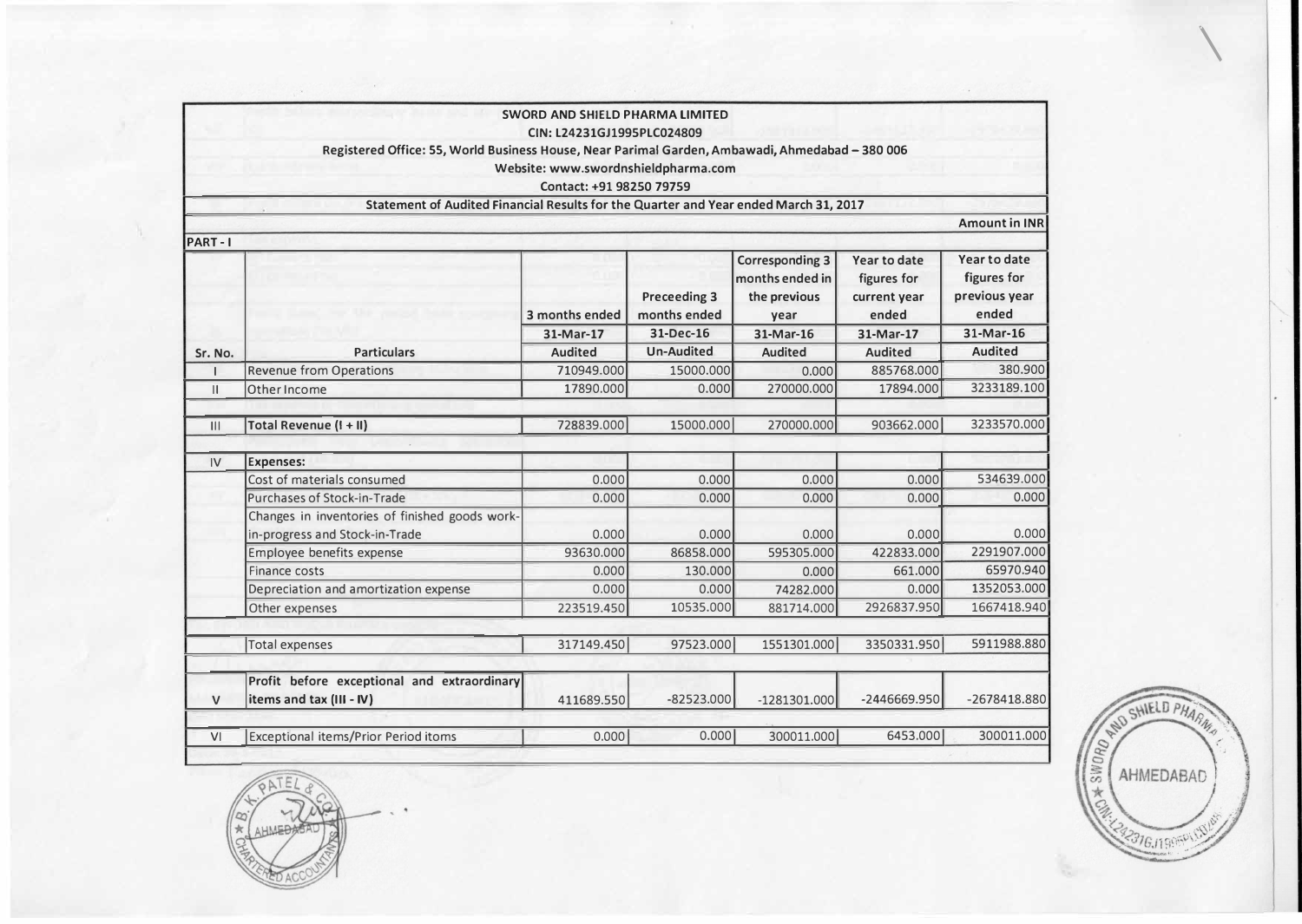**SWORD AND SHIELD PHARMA LIMITED**
**CIN: L24231GJ1995PLC024809**
**Registered Office: 55, World Business House, Near Parimal Garden, Ambawadi, Ahmedabad – 380 006**
**Website: www.swordnshieldpharma.com**
**Contact: +91 98250 79759**

**Statement of Audited Financial Results for the Quarter and Year ended March 31, 2017**

**Amount in INR**

**PART - I**

| Sr. No. | Particulars | 3 months ended | Preceeding 3 months ended | Corresponding 3 months ended in the previous year | Year to date figures for current year ended | Year to date figures for previous year ended |
|---|---|---|---|---|---|---|
| | | 31-Mar-17 | 31-Dec-16 | 31-Mar-16 | 31-Mar-17 | 31-Mar-16 |
| | | Audited | Un-Audited | Audited | Audited | Audited |
| I | Revenue from Operations | 710949.000 | 15000.000 | 0.000 | 885768.000 | 380.900 |
| II | Other Income | 17890.000 | 0.000 | 270000.000 | 17894.000 | 3233189.100 |
| III | **Total Revenue (I + II)** | 728839.000 | 15000.000 | 270000.000 | 903662.000 | 3233570.000 |
| IV | **Expenses:** | | | | | |
| | Cost of materials consumed | 0.000 | 0.000 | 0.000 | 0.000 | 534639.000 |
| | Purchases of Stock-in-Trade | 0.000 | 0.000 | 0.000 | 0.000 | 0.000 |
| | Changes in inventories of finished goods work-in-progress and Stock-in-Trade | 0.000 | 0.000 | 0.000 | 0.000 | 0.000 |
| | Employee benefits expense | 93630.000 | 86858.000 | 595305.000 | 422833.000 | 2291907.000 |
| | Finance costs | 0.000 | 130.000 | 0.000 | 661.000 | 65970.940 |
| | Depreciation and amortization expense | 0.000 | 0.000 | 74282.000 | 0.000 | 1352053.000 |
| | Other expenses | 223519.450 | 10535.000 | 881714.000 | 2926837.950 | 1667418.940 |
| | Total expenses | 317149.450 | 97523.000 | 1551301.000 | 3350331.950 | 5911988.880 |
| V | **Profit before exceptional and extraordinary items and tax (III - IV)** | 411689.550 | -82523.000 | -1281301.000 | -2446669.950 | -2678418.880 |
| VI | Exceptional items/Prior Period itoms | 0.000 | 0.000 | 300011.000 | 6453.000 | 300011.000 |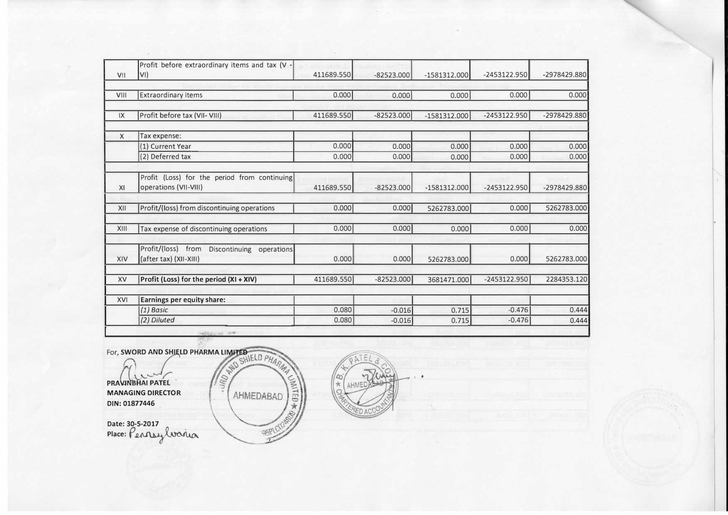| | | | | | | |
|---|---|---|---|---|---|---|
| VII | Profit before extraordinary items and tax (V - VI) | 411689.550 | -82523.000 | -1581312.000 | -2453122.950 | -2978429.880 |
| VIII | Extraordinary items | 0.000 | 0.000 | 0.000 | 0.000 | 0.000 |
| IX | Profit before tax (VII- VIII) | 411689.550 | -82523.000 | -1581312.000 | -2453122.950 | -2978429.880 |
| X | Tax expense: | | | | | |
| | (1) Current Year | 0.000 | 0.000 | 0.000 | 0.000 | 0.000 |
| | (2) Deferred tax | 0.000 | 0.000 | 0.000 | 0.000 | 0.000 |
| XI | Profit (Loss) for the period from continuing operations (VII-VIII) | 411689.550 | -82523.000 | -1581312.000 | -2453122.950 | -2978429.880 |
| XII | Profit/(loss) from discontinuing operations | 0.000 | 0.000 | 5262783.000 | 0.000 | 5262783.000 |
| XIII | Tax expense of discontinuing operations | 0.000 | 0.000 | 0.000 | 0.000 | 0.000 |
| XIV | Profit/(loss) from Discontinuing operations (after tax) (XII-XIII) | 0.000 | 0.000 | 5262783.000 | 0.000 | 5262783.000 |
| XV | **Profit (Loss) for the period (XI + XIV)** | 411689.550 | -82523.000 | 3681471.000 | -2453122.950 | 2284353.120 |
| XVI | **Earnings per equity share:** | | | | | |
| | *(1) Basic* | 0.080 | -0.016 | 0.715 | -0.476 | 0.444 |
| | *(2) Diluted* | 0.080 | -0.016 | 0.715 | -0.476 | 0.444 |

For, **SWORD AND SHIELD PHARMA LIMITED**

**PRAVINBHAI PATEL**
**MANAGING DIRECTOR**
**DIN: 01877446**

**Date: 30-5-2017**
**Place:** Pennsylvania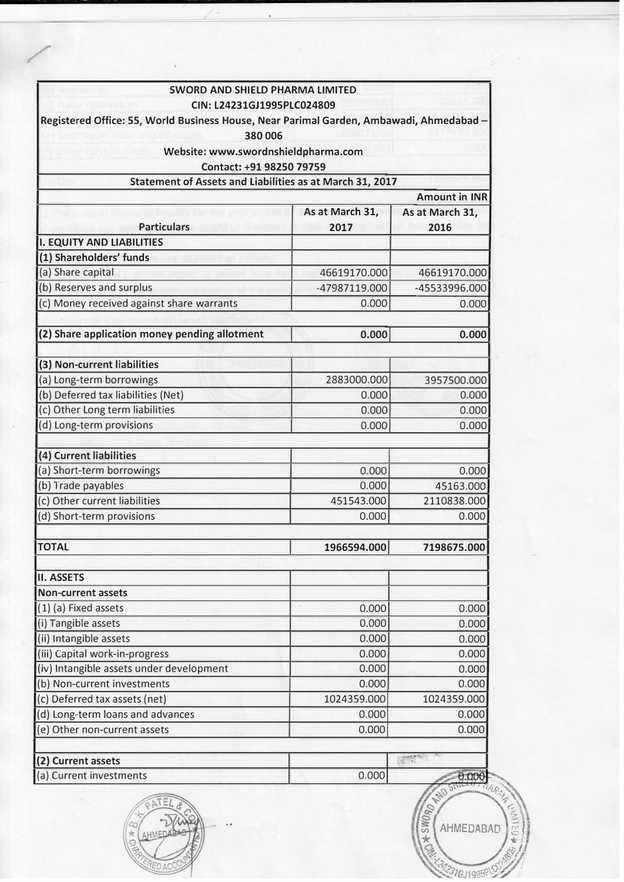SWORD AND SHIELD PHARMA LIMITED

CIN: L24231GJ1995PLC024809

Registered Office: 55, World Business House, Near Parimal Garden, Ambawadi, Ahmedabad – 380 006

Website: www.swordnshieldpharma.com

Contact: +91 98250 79759

## Statement of Assets and Liabilities as at March 31, 2017

| | | Amount in INR |
|---|---|---|
| **Particulars** | **As at March 31, 2017** | **As at March 31, 2016** |
| **I. EQUITY AND LIABILITIES** | | |
| **(1) Shareholders' funds** | | |
| (a) Share capital | 46619170.000 | 46619170.000 |
| (b) Reserves and surplus | -47987119.000 | -45533996.000 |
| (c) Money received against share warrants | 0.000 | 0.000 |
| | | |
| **(2) Share application money pending allotment** | **0.000** | **0.000** |
| | | |
| **(3) Non-current liabilities** | | |
| (a) Long-term borrowings | 2883000.000 | 3957500.000 |
| (b) Deferred tax liabilities (Net) | 0.000 | 0.000 |
| (c) Other Long term liabilities | 0.000 | 0.000 |
| (d) Long-term provisions | 0.000 | 0.000 |
| | | |
| **(4) Current liabilities** | | |
| (a) Short-term borrowings | 0.000 | 0.000 |
| (b) Trade payables | 0.000 | 45163.000 |
| (c) Other current liabilities | 451543.000 | 2110838.000 |
| (d) Short-term provisions | 0.000 | 0.000 |
| | | |
| **TOTAL** | **1966594.000** | **7198675.000** |
| | | |
| **II. ASSETS** | | |
| **Non-current assets** | | |
| (1) (a) Fixed assets | 0.000 | 0.000 |
| (i) Tangible assets | 0.000 | 0.000 |
| (ii) Intangible assets | 0.000 | 0.000 |
| (iii) Capital work-in-progress | 0.000 | 0.000 |
| (iv) Intangible assets under development | 0.000 | 0.000 |
| (b) Non-current investments | 0.000 | 0.000 |
| (c) Deferred tax assets (net) | 1024359.000 | 1024359.000 |
| (d) Long-term loans and advances | 0.000 | 0.000 |
| (e) Other non-current assets | 0.000 | 0.000 |
| | | |
| **(2) Current assets** | | |
| (a) Current investments | 0.000 | 0.000 |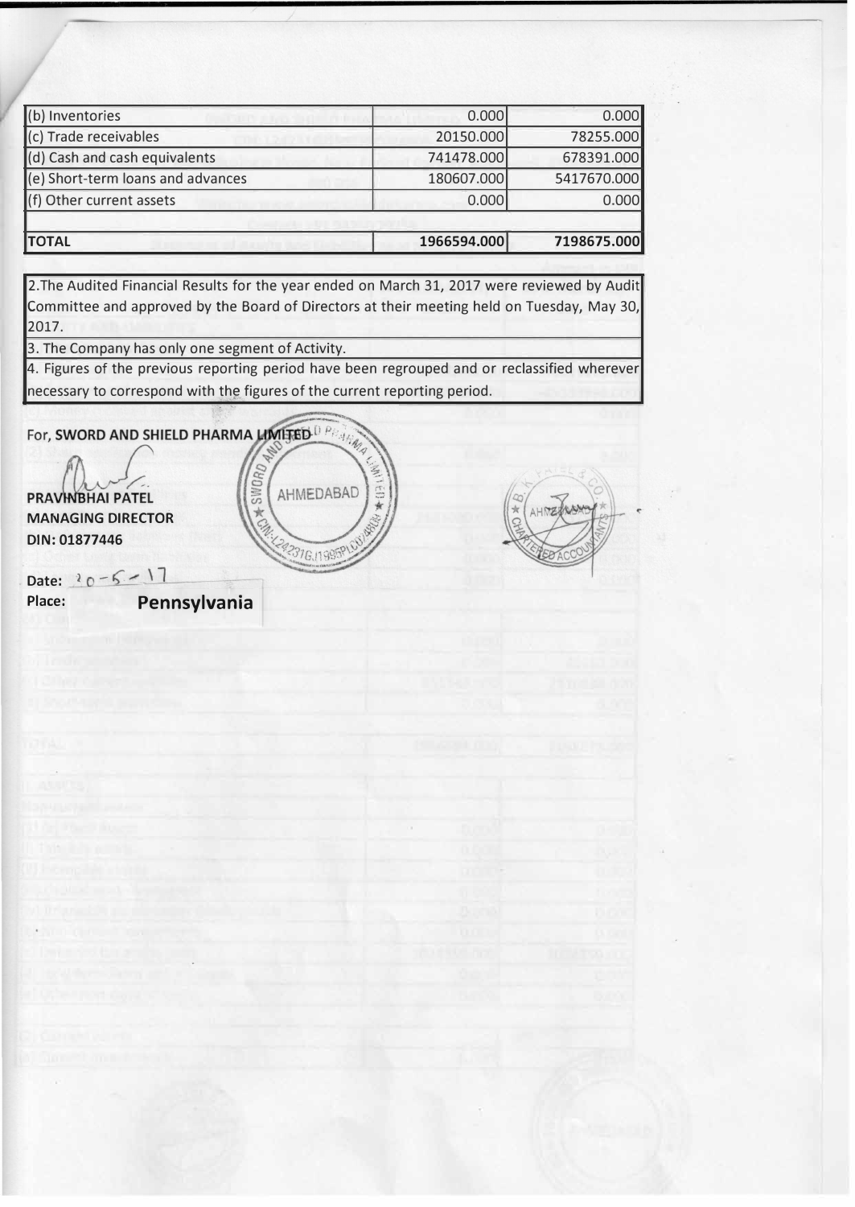| | | |
|---|---|---|
| (b) Inventories | 0.000 | 0.000 |
| (c) Trade receivables | 20150.000 | 78255.000 |
| (d) Cash and cash equivalents | 741478.000 | 678391.000 |
| (e) Short-term loans and advances | 180607.000 | 5417670.000 |
| (f) Other current assets | 0.000 | 0.000 |
| | | |
| **TOTAL** | **1966594.000** | **7198675.000** |

2.The Audited Financial Results for the year ended on March 31, 2017 were reviewed by Audit Committee and approved by the Board of Directors at their meeting held on Tuesday, May 30, 2017.

3. The Company has only one segment of Activity.

4. Figures of the previous reporting period have been regrouped and or reclassified wherever necessary to correspond with the figures of the current reporting period.

For, **SWORD AND SHIELD PHARMA LIMITED**

**PRAVINBHAI PATEL**
**MANAGING DIRECTOR**
**DIN: 01877446**

Date: 30-5-17
Place: **Pennsylvania**